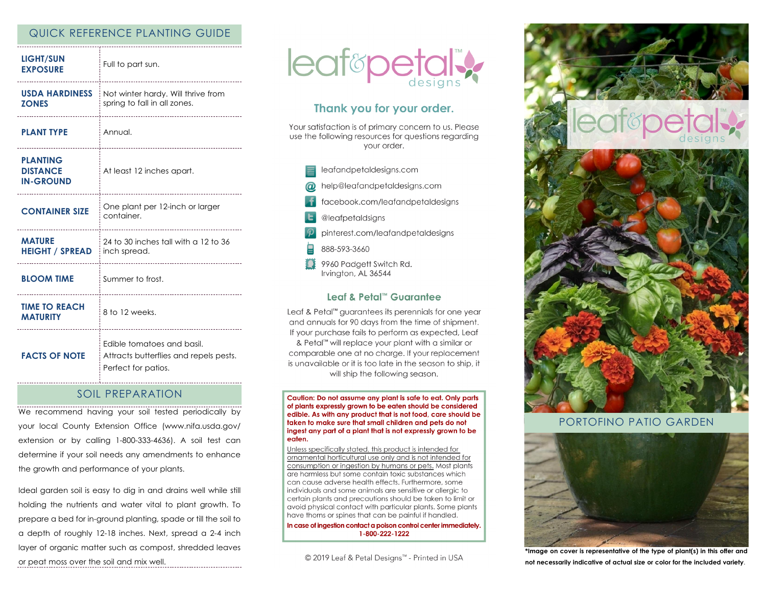## QUICK REFERENCE PLANTING GUIDE

| | |
|---|---|
| **LIGHT/SUN EXPOSURE** | Full to part sun. |
| **USDA HARDINESS ZONES** | Not winter hardy. Will thrive from spring to fall in all zones. |
| **PLANT TYPE** | Annual. |
| **PLANTING DISTANCE IN-GROUND** | At least 12 inches apart. |
| **CONTAINER SIZE** | One plant per 12-inch or larger container. |
| **MATURE HEIGHT / SPREAD** | 24 to 30 inches tall with a 12 to 36 inch spread. |
| **BLOOM TIME** | Summer to frost. |
| **TIME TO REACH MATURITY** | 8 to 12 weeks. |
| **FACTS OF NOTE** | Edible tomatoes and basil. Attracts butterflies and repels pests. Perfect for patios. |

## SOIL PREPARATION

We recommend having your soil tested periodically by your local County Extension Office (www.nifa.usda.gov/extension or by calling 1-800-333-4636). A soil test can determine if your soil needs any amendments to enhance the growth and performance of your plants.

Ideal garden soil is easy to dig in and drains well while still holding the nutrients and water vital to plant growth. To prepare a bed for in-ground planting, spade or till the soil to a depth of roughly 12-18 inches. Next, spread a 2-4 inch layer of organic matter such as compost, shredded leaves or peat moss over the soil and mix well.

# leaf&petal™ designs

## Thank you for your order.

Your satisfaction is of primary concern to us. Please use the following resources for questions regarding your order.

- leafandpetaldesigns.com
- help@leafandpetaldesigns.com
- facebook.com/leafandpetaldesigns
- @leafpetaldsigns
- pinterest.com/leafandpetaldesigns
- 888-593-3660
- 9960 Padgett Switch Rd.
  Irvington, AL 36544

## Leaf & Petal™ Guarantee

Leaf & Petal™ guarantees its perennials for one year and annuals for 90 days from the time of shipment. If your purchase fails to perform as expected, Leaf & Petal™ will replace your plant with a similar or comparable one at no charge. If your replacement is unavailable or it is too late in the season to ship, it will ship the following season.

**Caution: Do not assume any plant is safe to eat. Only parts of plants expressly grown to be eaten should be considered edible. As with any product that is not food, care should be taken to make sure that small children and pets do not ingest any part of a plant that is not expressly grown to be eaten.**

Unless specifically stated, this product is intended for ornamental horticultural use only and is not intended for consumption or ingestion by humans or pets. Most plants are harmless but some contain toxic substances which can cause adverse health effects. Furthermore, some individuals and some animals are sensitive or allergic to certain plants and precautions should be taken to limit or avoid physical contact with particular plants. Some plants have thorns or spines that can be painful if handled.

**In case of ingestion contact a poison control center immediately. 1-800-222-1222**

© 2019 Leaf & Petal Designs™ - Printed in USA

leaf&petal™ designs

## PORTOFINO PATIO GARDEN

**\*Image on cover is representative of the type of plant(s) in this offer and not necessarily indicative of actual size or color for the included variety.**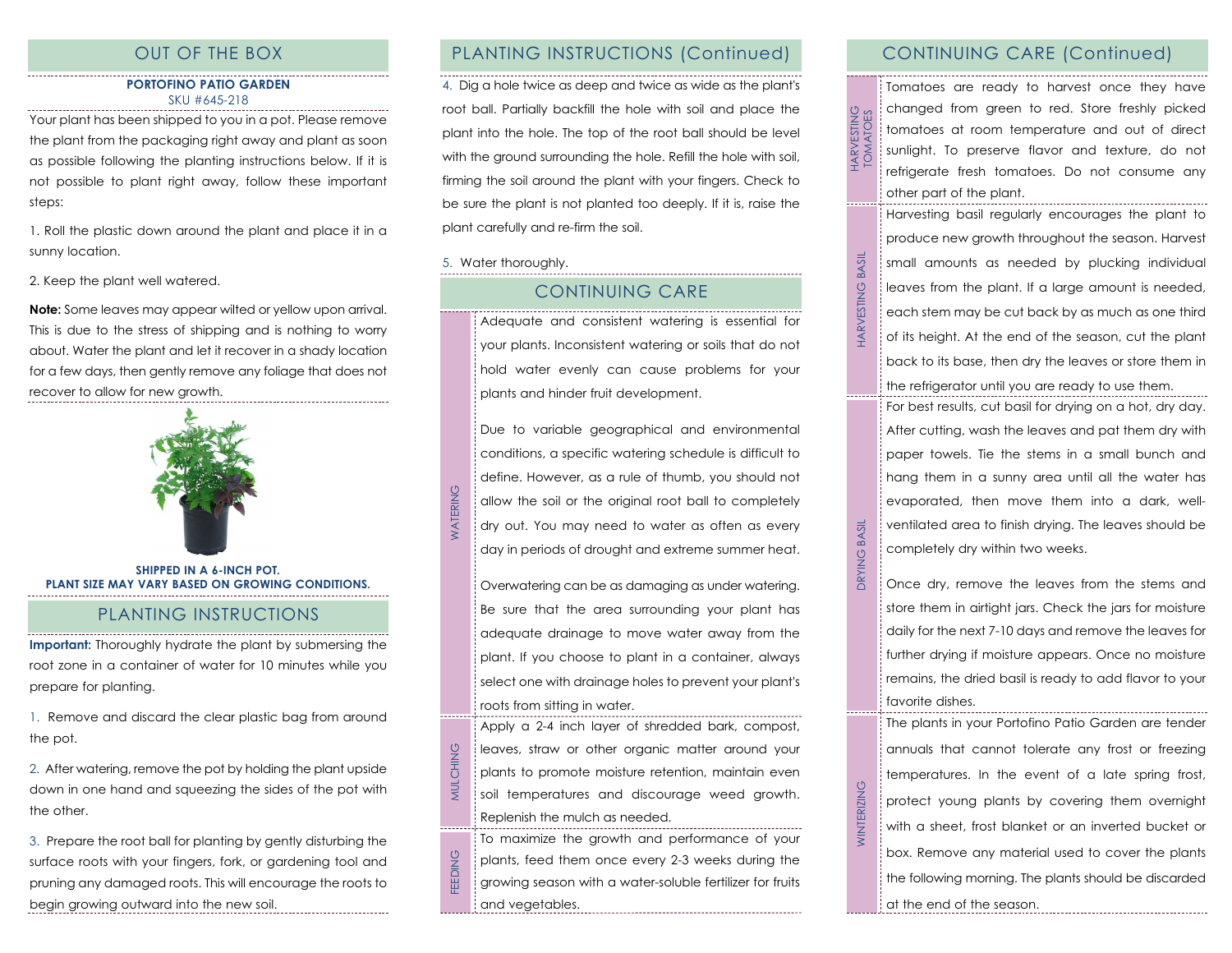## OUT OF THE BOX

**PORTOFINO PATIO GARDEN**
SKU #645-218

Your plant has been shipped to you in a pot. Please remove the plant from the packaging right away and plant as soon as possible following the planting instructions below. If it is not possible to plant right away, follow these important steps:

1. Roll the plastic down around the plant and place it in a sunny location.

2. Keep the plant well watered.

**Note:** Some leaves may appear wilted or yellow upon arrival. This is due to the stress of shipping and is nothing to worry about. Water the plant and let it recover in a shady location for a few days, then gently remove any foliage that does not recover to allow for new growth.

**SHIPPED IN A 6-INCH POT.**
**PLANT SIZE MAY VARY BASED ON GROWING CONDITIONS.**

## PLANTING INSTRUCTIONS

**Important:** Thoroughly hydrate the plant by submersing the root zone in a container of water for 10 minutes while you prepare for planting.

1. Remove and discard the clear plastic bag from around the pot.

2. After watering, remove the pot by holding the plant upside down in one hand and squeezing the sides of the pot with the other.

3. Prepare the root ball for planting by gently disturbing the surface roots with your fingers, fork, or gardening tool and pruning any damaged roots. This will encourage the roots to begin growing outward into the new soil.

## PLANTING INSTRUCTIONS (Continued)

4. Dig a hole twice as deep and twice as wide as the plant's root ball. Partially backfill the hole with soil and place the plant into the hole. The top of the root ball should be level with the ground surrounding the hole. Refill the hole with soil, firming the soil around the plant with your fingers. Check to be sure the plant is not planted too deeply. If it is, raise the plant carefully and re-firm the soil.

5. Water thoroughly.

## CONTINUING CARE

### WATERING

Adequate and consistent watering is essential for your plants. Inconsistent watering or soils that do not hold water evenly can cause problems for your plants and hinder fruit development.

Due to variable geographical and environmental conditions, a specific watering schedule is difficult to define. However, as a rule of thumb, you should not allow the soil or the original root ball to completely dry out. You may need to water as often as every day in periods of drought and extreme summer heat.

Overwatering can be as damaging as under watering. Be sure that the area surrounding your plant has adequate drainage to move water away from the plant. If you choose to plant in a container, always select one with drainage holes to prevent your plant's roots from sitting in water.

### MULCHING

Apply a 2-4 inch layer of shredded bark, compost, leaves, straw or other organic matter around your plants to promote moisture retention, maintain even soil temperatures and discourage weed growth. Replenish the mulch as needed.

### FEEDING

To maximize the growth and performance of your plants, feed them once every 2-3 weeks during the growing season with a water-soluble fertilizer for fruits and vegetables.

## CONTINUING CARE (Continued)

### HARVESTING TOMATOES

Tomatoes are ready to harvest once they have changed from green to red. Store freshly picked tomatoes at room temperature and out of direct sunlight. To preserve flavor and texture, do not refrigerate fresh tomatoes. Do not consume any other part of the plant.

### HARVESTING BASIL

Harvesting basil regularly encourages the plant to produce new growth throughout the season. Harvest small amounts as needed by plucking individual leaves from the plant. If a large amount is needed, each stem may be cut back by as much as one third of its height. At the end of the season, cut the plant back to its base, then dry the leaves or store them in the refrigerator until you are ready to use them.

### DRYING BASIL

For best results, cut basil for drying on a hot, dry day. After cutting, wash the leaves and pat them dry with paper towels. Tie the stems in a small bunch and hang them in a sunny area until all the water has evaporated, then move them into a dark, well-ventilated area to finish drying. The leaves should be completely dry within two weeks.

Once dry, remove the leaves from the stems and store them in airtight jars. Check the jars for moisture daily for the next 7-10 days and remove the leaves for further drying if moisture appears. Once no moisture remains, the dried basil is ready to add flavor to your favorite dishes.

### WINTERIZING

The plants in your Portofino Patio Garden are tender annuals that cannot tolerate any frost or freezing temperatures. In the event of a late spring frost, protect young plants by covering them overnight with a sheet, frost blanket or an inverted bucket or box. Remove any material used to cover the plants the following morning. The plants should be discarded at the end of the season.